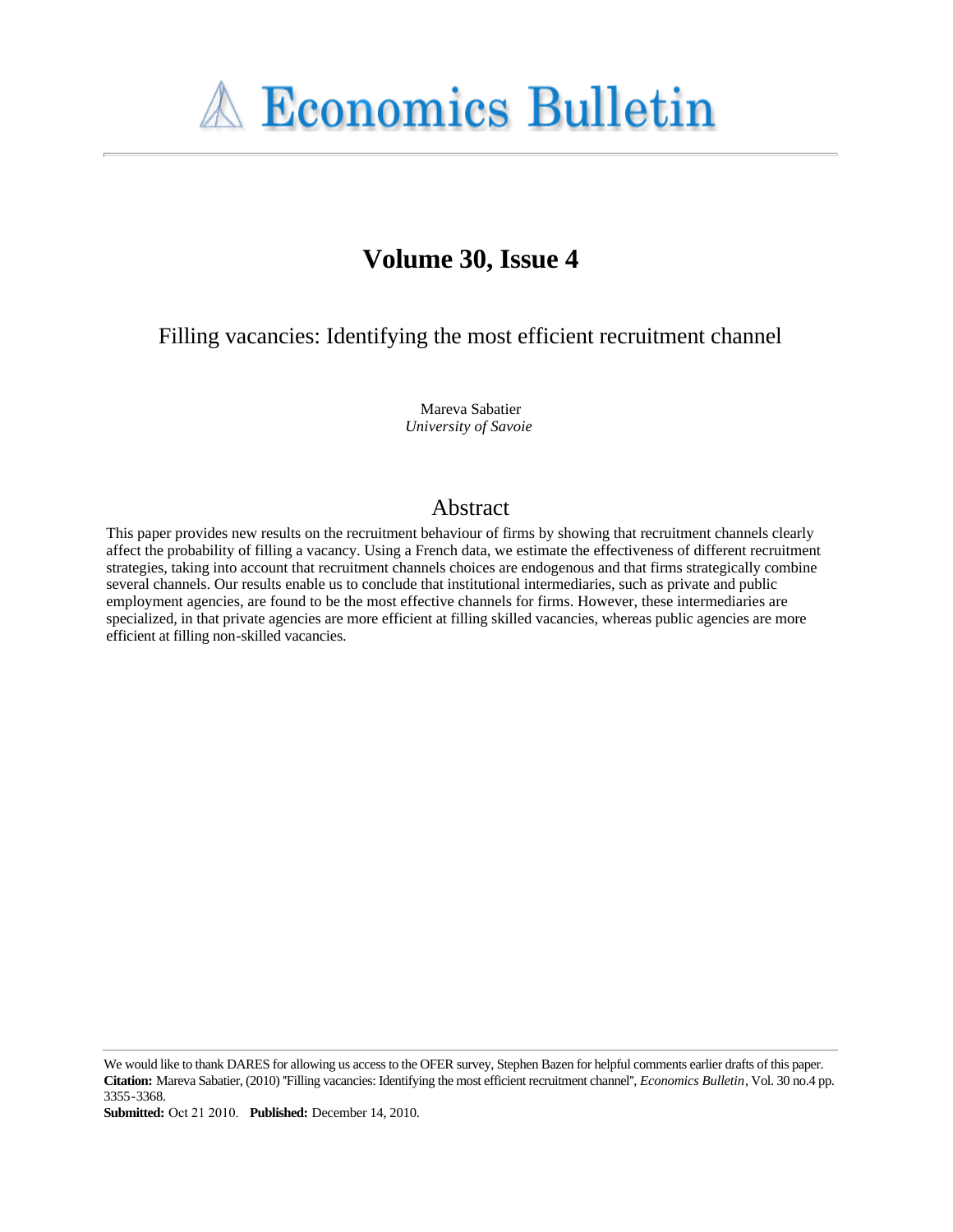# Volume 30, Issue 4

## Filling vacancies: Identifying the most efficient recruitment channel

Mareva Sabatier
*University of Savoie*

## Abstract

This paper provides new results on the recruitment behaviour of firms by showing that recruitment channels clearly affect the probability of filling a vacancy. Using a French data, we estimate the effectiveness of different recruitment strategies, taking into account that recruitment channels choices are endogenous and that firms strategically combine several channels. Our results enable us to conclude that institutional intermediaries, such as private and public employment agencies, are found to be the most effective channels for firms. However, these intermediaries are specialized, in that private agencies are more efficient at filling skilled vacancies, whereas public agencies are more efficient at filling non-skilled vacancies.

---

We would like to thank DARES for allowing us access to the OFER survey, Stephen Bazen for helpful comments earlier drafts of this paper.
**Citation:** Mareva Sabatier, (2010) ''Filling vacancies: Identifying the most efficient recruitment channel'', *Economics Bulletin*, Vol. 30 no.4 pp. 3355-3368.
**Submitted:** Oct 21 2010. **Published:** December 14, 2010.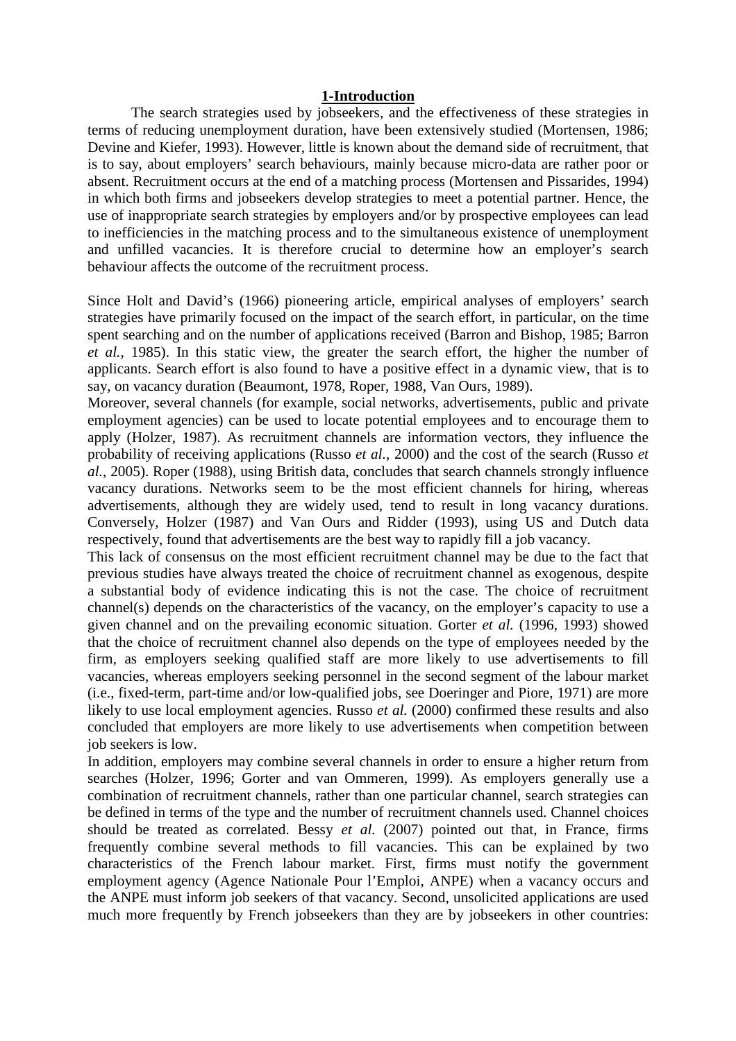## 1-Introduction

The search strategies used by jobseekers, and the effectiveness of these strategies in terms of reducing unemployment duration, have been extensively studied (Mortensen, 1986; Devine and Kiefer, 1993). However, little is known about the demand side of recruitment, that is to say, about employers' search behaviours, mainly because micro-data are rather poor or absent. Recruitment occurs at the end of a matching process (Mortensen and Pissarides, 1994) in which both firms and jobseekers develop strategies to meet a potential partner. Hence, the use of inappropriate search strategies by employers and/or by prospective employees can lead to inefficiencies in the matching process and to the simultaneous existence of unemployment and unfilled vacancies. It is therefore crucial to determine how an employer's search behaviour affects the outcome of the recruitment process.

Since Holt and David's (1966) pioneering article, empirical analyses of employers' search strategies have primarily focused on the impact of the search effort, in particular, on the time spent searching and on the number of applications received (Barron and Bishop, 1985; Barron *et al.*, 1985). In this static view, the greater the search effort, the higher the number of applicants. Search effort is also found to have a positive effect in a dynamic view, that is to say, on vacancy duration (Beaumont, 1978, Roper, 1988, Van Ours, 1989).

Moreover, several channels (for example, social networks, advertisements, public and private employment agencies) can be used to locate potential employees and to encourage them to apply (Holzer, 1987). As recruitment channels are information vectors, they influence the probability of receiving applications (Russo *et al.*, 2000) and the cost of the search (Russo *et al.*, 2005). Roper (1988), using British data, concludes that search channels strongly influence vacancy durations. Networks seem to be the most efficient channels for hiring, whereas advertisements, although they are widely used, tend to result in long vacancy durations. Conversely, Holzer (1987) and Van Ours and Ridder (1993), using US and Dutch data respectively, found that advertisements are the best way to rapidly fill a job vacancy.

This lack of consensus on the most efficient recruitment channel may be due to the fact that previous studies have always treated the choice of recruitment channel as exogenous, despite a substantial body of evidence indicating this is not the case. The choice of recruitment channel(s) depends on the characteristics of the vacancy, on the employer's capacity to use a given channel and on the prevailing economic situation. Gorter *et al.* (1996, 1993) showed that the choice of recruitment channel also depends on the type of employees needed by the firm, as employers seeking qualified staff are more likely to use advertisements to fill vacancies, whereas employers seeking personnel in the second segment of the labour market (i.e., fixed-term, part-time and/or low-qualified jobs, see Doeringer and Piore, 1971) are more likely to use local employment agencies. Russo *et al.* (2000) confirmed these results and also concluded that employers are more likely to use advertisements when competition between job seekers is low.

In addition, employers may combine several channels in order to ensure a higher return from searches (Holzer, 1996; Gorter and van Ommeren, 1999). As employers generally use a combination of recruitment channels, rather than one particular channel, search strategies can be defined in terms of the type and the number of recruitment channels used. Channel choices should be treated as correlated. Bessy *et al.* (2007) pointed out that, in France, firms frequently combine several methods to fill vacancies. This can be explained by two characteristics of the French labour market. First, firms must notify the government employment agency (Agence Nationale Pour l'Emploi, ANPE) when a vacancy occurs and the ANPE must inform job seekers of that vacancy. Second, unsolicited applications are used much more frequently by French jobseekers than they are by jobseekers in other countries: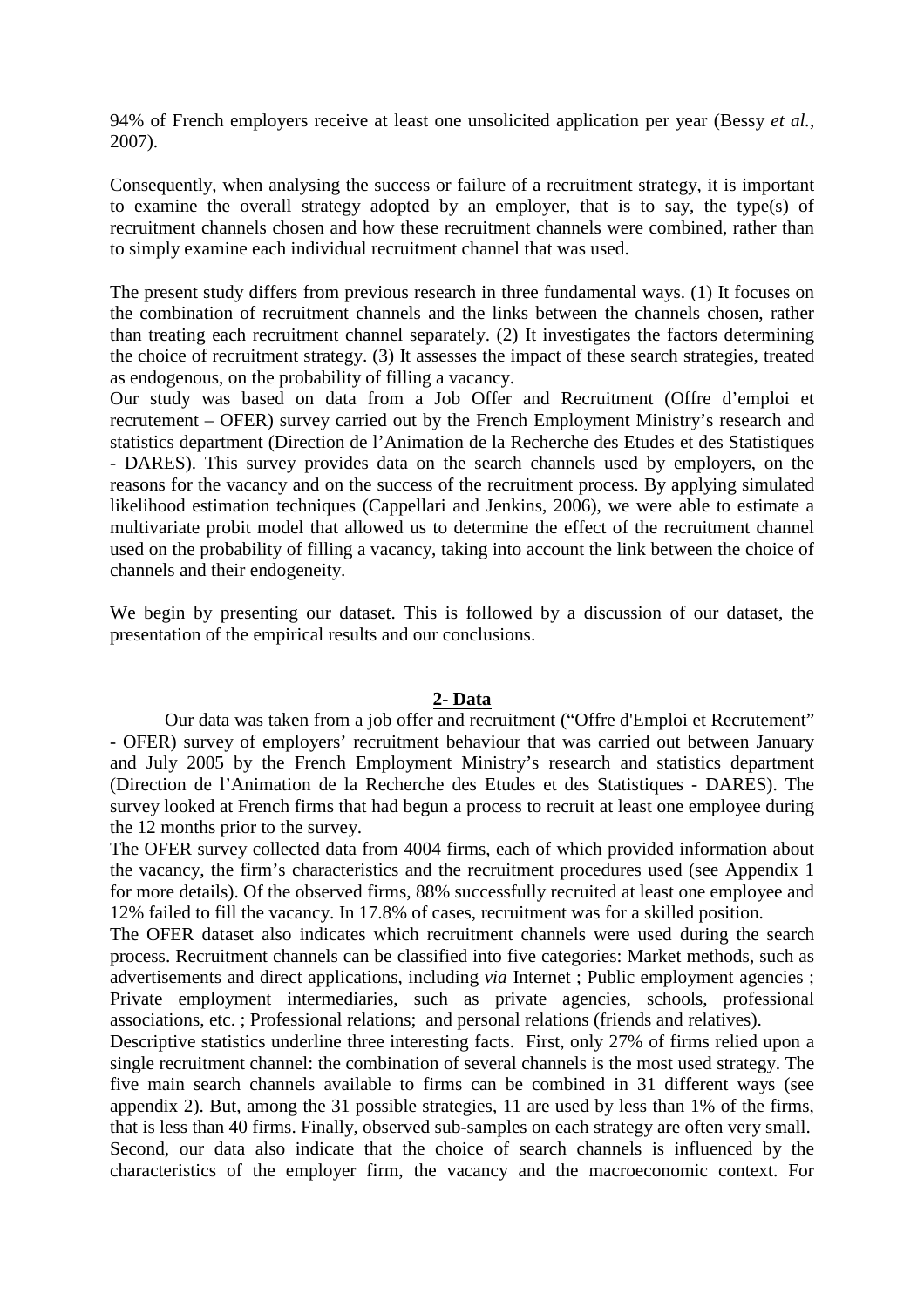94% of French employers receive at least one unsolicited application per year (Bessy *et al.*, 2007).

Consequently, when analysing the success or failure of a recruitment strategy, it is important to examine the overall strategy adopted by an employer, that is to say, the type(s) of recruitment channels chosen and how these recruitment channels were combined, rather than to simply examine each individual recruitment channel that was used.

The present study differs from previous research in three fundamental ways. (1) It focuses on the combination of recruitment channels and the links between the channels chosen, rather than treating each recruitment channel separately. (2) It investigates the factors determining the choice of recruitment strategy. (3) It assesses the impact of these search strategies, treated as endogenous, on the probability of filling a vacancy.

Our study was based on data from a Job Offer and Recruitment (Offre d'emploi et recrutement – OFER) survey carried out by the French Employment Ministry's research and statistics department (Direction de l'Animation de la Recherche des Etudes et des Statistiques - DARES). This survey provides data on the search channels used by employers, on the reasons for the vacancy and on the success of the recruitment process. By applying simulated likelihood estimation techniques (Cappellari and Jenkins, 2006), we were able to estimate a multivariate probit model that allowed us to determine the effect of the recruitment channel used on the probability of filling a vacancy, taking into account the link between the choice of channels and their endogeneity.

We begin by presenting our dataset. This is followed by a discussion of our dataset, the presentation of the empirical results and our conclusions.

## 2- Data

Our data was taken from a job offer and recruitment ("Offre d'Emploi et Recrutement" - OFER) survey of employers' recruitment behaviour that was carried out between January and July 2005 by the French Employment Ministry's research and statistics department (Direction de l'Animation de la Recherche des Etudes et des Statistiques - DARES). The survey looked at French firms that had begun a process to recruit at least one employee during the 12 months prior to the survey.

The OFER survey collected data from 4004 firms, each of which provided information about the vacancy, the firm's characteristics and the recruitment procedures used (see Appendix 1 for more details). Of the observed firms, 88% successfully recruited at least one employee and 12% failed to fill the vacancy. In 17.8% of cases, recruitment was for a skilled position.

The OFER dataset also indicates which recruitment channels were used during the search process. Recruitment channels can be classified into five categories: Market methods, such as advertisements and direct applications, including *via* Internet ; Public employment agencies ; Private employment intermediaries, such as private agencies, schools, professional associations, etc. ; Professional relations; and personal relations (friends and relatives).

Descriptive statistics underline three interesting facts. First, only 27% of firms relied upon a single recruitment channel: the combination of several channels is the most used strategy. The five main search channels available to firms can be combined in 31 different ways (see appendix 2). But, among the 31 possible strategies, 11 are used by less than 1% of the firms, that is less than 40 firms. Finally, observed sub-samples on each strategy are often very small.

Second, our data also indicate that the choice of search channels is influenced by the characteristics of the employer firm, the vacancy and the macroeconomic context. For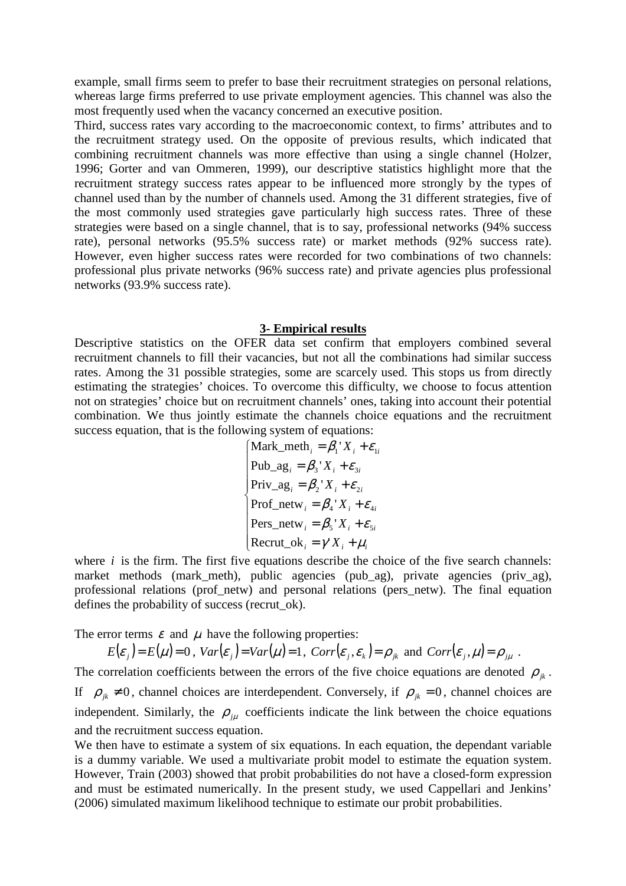example, small firms seem to prefer to base their recruitment strategies on personal relations, whereas large firms preferred to use private employment agencies. This channel was also the most frequently used when the vacancy concerned an executive position.

Third, success rates vary according to the macroeconomic context, to firms' attributes and to the recruitment strategy used. On the opposite of previous results, which indicated that combining recruitment channels was more effective than using a single channel (Holzer, 1996; Gorter and van Ommeren, 1999), our descriptive statistics highlight more that the recruitment strategy success rates appear to be influenced more strongly by the types of channel used than by the number of channels used. Among the 31 different strategies, five of the most commonly used strategies gave particularly high success rates. Three of these strategies were based on a single channel, that is to say, professional networks (94% success rate), personal networks (95.5% success rate) or market methods (92% success rate). However, even higher success rates were recorded for two combinations of two channels: professional plus private networks (96% success rate) and private agencies plus professional networks (93.9% success rate).

## 3- Empirical results

Descriptive statistics on the OFER data set confirm that employers combined several recruitment channels to fill their vacancies, but not all the combinations had similar success rates. Among the 31 possible strategies, some are scarcely used. This stops us from directly estimating the strategies' choices. To overcome this difficulty, we choose to focus attention not on strategies' choice but on recruitment channels' ones, taking into account their potential combination. We thus jointly estimate the channels choice equations and the recruitment success equation, that is the following system of equations:

$$\begin{cases} \text{Mark\_meth}_i = \beta_1' X_i + \varepsilon_{1i} \\ \text{Pub\_ag}_i = \beta_3' X_i + \varepsilon_{3i} \\ \text{Priv\_ag}_i = \beta_2' X_i + \varepsilon_{2i} \\ \text{Prof\_netw}_i = \beta_4' X_i + \varepsilon_{4i} \\ \text{Pers\_netw}_i = \beta_5' X_i + \varepsilon_{5i} \\ \text{Recrut\_ok}_i = \gamma' X_i + \mu_i \end{cases}$$

where $i$ is the firm. The first five equations describe the choice of the five search channels: market methods (mark_meth), public agencies (pub_ag), private agencies (priv_ag), professional relations (prof_netw) and personal relations (pers_netw). The final equation defines the probability of success (recrut_ok).

The error terms $\varepsilon$ and $\mu$ have the following properties:

$$E(\varepsilon_j) = E(\mu) = 0,\ Var(\varepsilon_j) = Var(\mu) = 1,\ Corr(\varepsilon_j, \varepsilon_k) = \rho_{jk} \text{ and } Corr(\varepsilon_j, \mu) = \rho_{j\mu}.$$

The correlation coefficients between the errors of the five choice equations are denoted $\rho_{jk}$. If $\rho_{jk} \neq 0$, channel choices are interdependent. Conversely, if $\rho_{jk} = 0$, channel choices are independent. Similarly, the $\rho_{j\mu}$ coefficients indicate the link between the choice equations and the recruitment success equation.

We then have to estimate a system of six equations. In each equation, the dependant variable is a dummy variable. We used a multivariate probit model to estimate the equation system. However, Train (2003) showed that probit probabilities do not have a closed-form expression and must be estimated numerically. In the present study, we used Cappellari and Jenkins' (2006) simulated maximum likelihood technique to estimate our probit probabilities.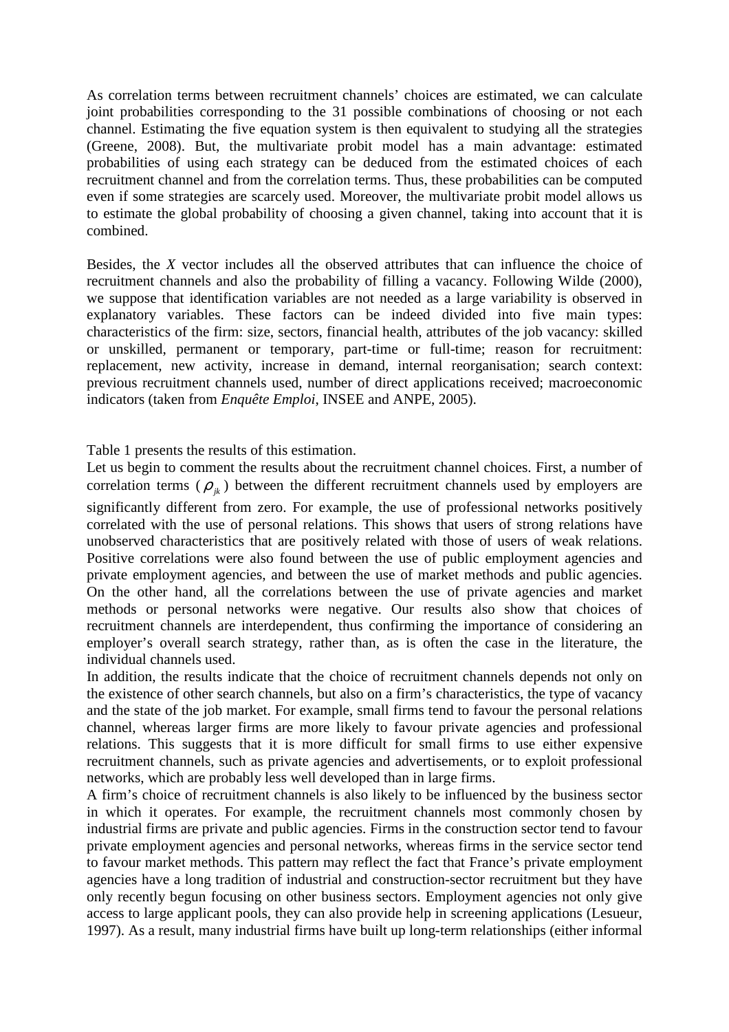As correlation terms between recruitment channels' choices are estimated, we can calculate joint probabilities corresponding to the 31 possible combinations of choosing or not each channel. Estimating the five equation system is then equivalent to studying all the strategies (Greene, 2008). But, the multivariate probit model has a main advantage: estimated probabilities of using each strategy can be deduced from the estimated choices of each recruitment channel and from the correlation terms. Thus, these probabilities can be computed even if some strategies are scarcely used. Moreover, the multivariate probit model allows us to estimate the global probability of choosing a given channel, taking into account that it is combined.

Besides, the *X* vector includes all the observed attributes that can influence the choice of recruitment channels and also the probability of filling a vacancy. Following Wilde (2000), we suppose that identification variables are not needed as a large variability is observed in explanatory variables. These factors can be indeed divided into five main types: characteristics of the firm: size, sectors, financial health, attributes of the job vacancy: skilled or unskilled, permanent or temporary, part-time or full-time; reason for recruitment: replacement, new activity, increase in demand, internal reorganisation; search context: previous recruitment channels used, number of direct applications received; macroeconomic indicators (taken from *Enquête Emploi*, INSEE and ANPE, 2005).

Table 1 presents the results of this estimation.

Let us begin to comment the results about the recruitment channel choices. First, a number of correlation terms ($\rho_{jk}$) between the different recruitment channels used by employers are significantly different from zero. For example, the use of professional networks positively correlated with the use of personal relations. This shows that users of strong relations have unobserved characteristics that are positively related with those of users of weak relations. Positive correlations were also found between the use of public employment agencies and private employment agencies, and between the use of market methods and public agencies. On the other hand, all the correlations between the use of private agencies and market methods or personal networks were negative. Our results also show that choices of recruitment channels are interdependent, thus confirming the importance of considering an employer's overall search strategy, rather than, as is often the case in the literature, the individual channels used.

In addition, the results indicate that the choice of recruitment channels depends not only on the existence of other search channels, but also on a firm's characteristics, the type of vacancy and the state of the job market. For example, small firms tend to favour the personal relations channel, whereas larger firms are more likely to favour private agencies and professional relations. This suggests that it is more difficult for small firms to use either expensive recruitment channels, such as private agencies and advertisements, or to exploit professional networks, which are probably less well developed than in large firms.

A firm's choice of recruitment channels is also likely to be influenced by the business sector in which it operates. For example, the recruitment channels most commonly chosen by industrial firms are private and public agencies. Firms in the construction sector tend to favour private employment agencies and personal networks, whereas firms in the service sector tend to favour market methods. This pattern may reflect the fact that France's private employment agencies have a long tradition of industrial and construction-sector recruitment but they have only recently begun focusing on other business sectors. Employment agencies not only give access to large applicant pools, they can also provide help in screening applications (Lesueur, 1997). As a result, many industrial firms have built up long-term relationships (either informal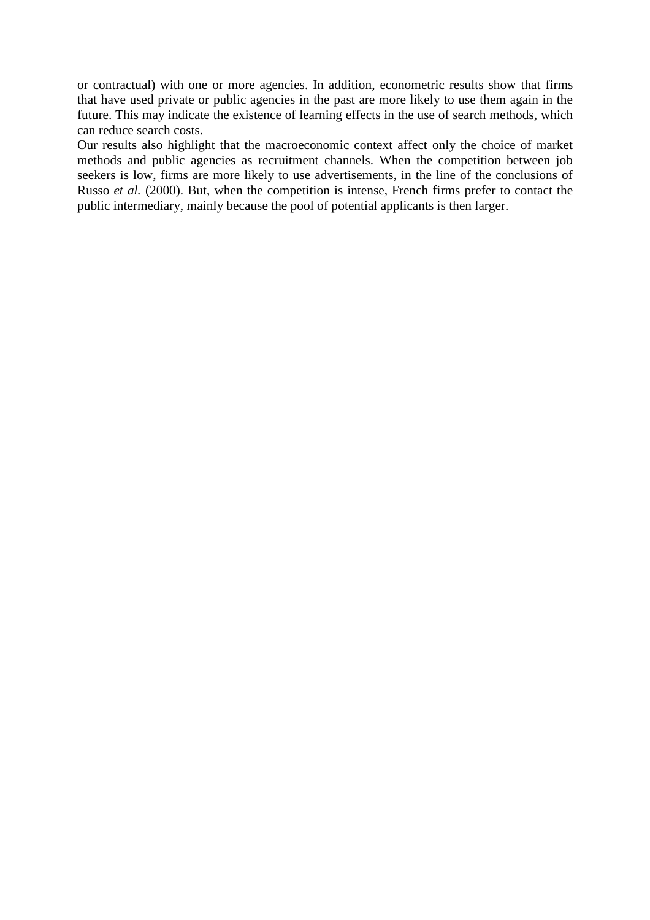or contractual) with one or more agencies. In addition, econometric results show that firms that have used private or public agencies in the past are more likely to use them again in the future. This may indicate the existence of learning effects in the use of search methods, which can reduce search costs.

Our results also highlight that the macroeconomic context affect only the choice of market methods and public agencies as recruitment channels. When the competition between job seekers is low, firms are more likely to use advertisements, in the line of the conclusions of Russo *et al.* (2000). But, when the competition is intense, French firms prefer to contact the public intermediary, mainly because the pool of potential applicants is then larger.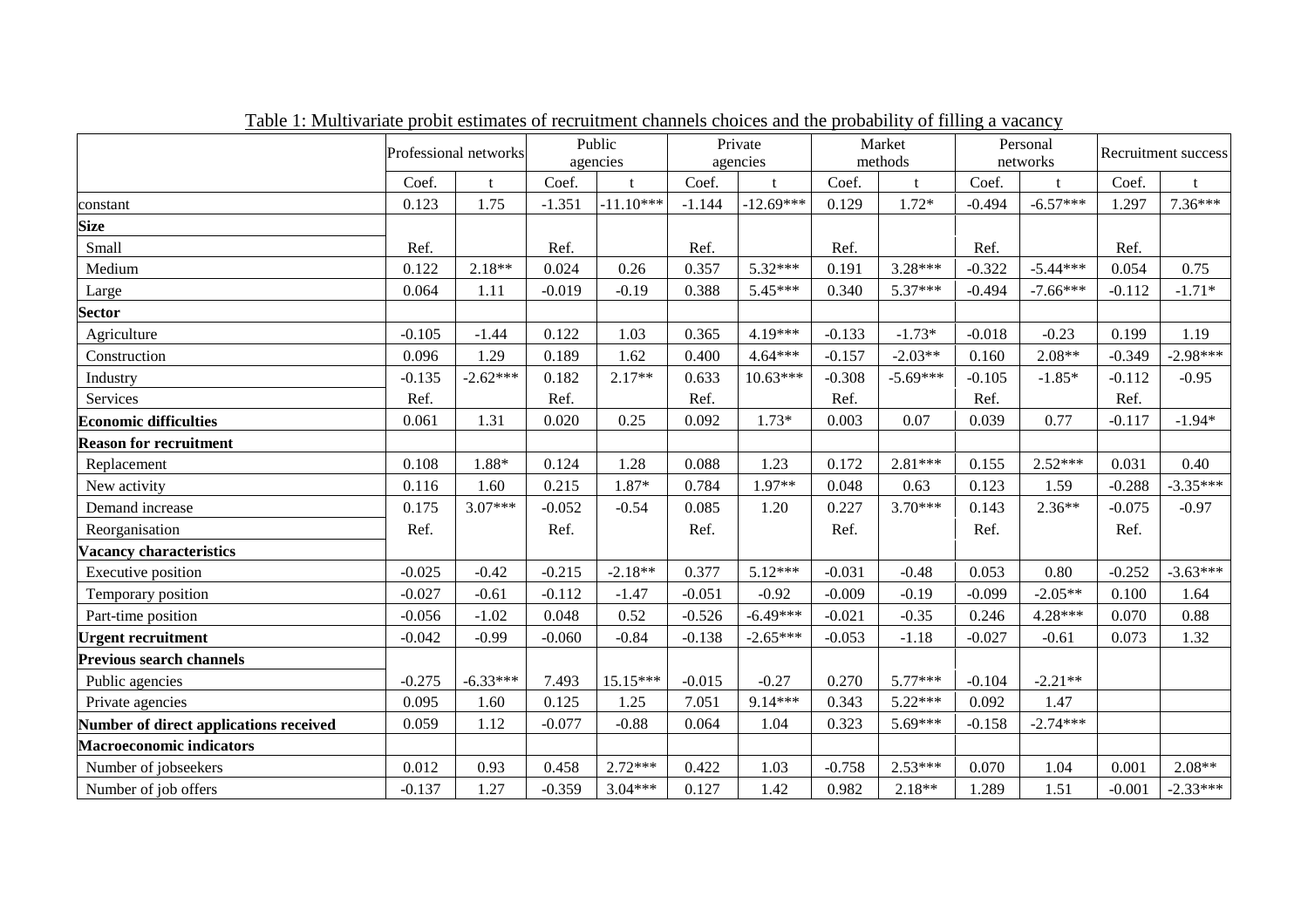Table 1: Multivariate probit estimates of recruitment channels choices and the probability of filling a vacancy

| | Professional networks | | Public agencies | | Private agencies | | Market methods | | Personal networks | | Recruitment success | |
|---|---|---|---|---|---|---|---|---|---|---|---|---|
| | Coef. | t | Coef. | t | Coef. | t | Coef. | t | Coef. | t | Coef. | t |
| constant | 0.123 | 1.75 | -1.351 | -11.10*** | -1.144 | -12.69*** | 0.129 | 1.72* | -0.494 | -6.57*** | 1.297 | 7.36*** |
| **Size** | | | | | | | | | | | | |
| Small | Ref. | | Ref. | | Ref. | | Ref. | | Ref. | | Ref. | |
| Medium | 0.122 | 2.18** | 0.024 | 0.26 | 0.357 | 5.32*** | 0.191 | 3.28*** | -0.322 | -5.44*** | 0.054 | 0.75 |
| Large | 0.064 | 1.11 | -0.019 | -0.19 | 0.388 | 5.45*** | 0.340 | 5.37*** | -0.494 | -7.66*** | -0.112 | -1.71* |
| **Sector** | | | | | | | | | | | | |
| Agriculture | -0.105 | -1.44 | 0.122 | 1.03 | 0.365 | 4.19*** | -0.133 | -1.73* | -0.018 | -0.23 | 0.199 | 1.19 |
| Construction | 0.096 | 1.29 | 0.189 | 1.62 | 0.400 | 4.64*** | -0.157 | -2.03** | 0.160 | 2.08** | -0.349 | -2.98*** |
| Industry | -0.135 | -2.62*** | 0.182 | 2.17** | 0.633 | 10.63*** | -0.308 | -5.69*** | -0.105 | -1.85* | -0.112 | -0.95 |
| Services | Ref. | | Ref. | | Ref. | | Ref. | | Ref. | | Ref. | |
| **Economic difficulties** | 0.061 | 1.31 | 0.020 | 0.25 | 0.092 | 1.73* | 0.003 | 0.07 | 0.039 | 0.77 | -0.117 | -1.94* |
| **Reason for recruitment** | | | | | | | | | | | | |
| Replacement | 0.108 | 1.88* | 0.124 | 1.28 | 0.088 | 1.23 | 0.172 | 2.81*** | 0.155 | 2.52*** | 0.031 | 0.40 |
| New activity | 0.116 | 1.60 | 0.215 | 1.87* | 0.784 | 1.97** | 0.048 | 0.63 | 0.123 | 1.59 | -0.288 | -3.35*** |
| Demand increase | 0.175 | 3.07*** | -0.052 | -0.54 | 0.085 | 1.20 | 0.227 | 3.70*** | 0.143 | 2.36** | -0.075 | -0.97 |
| Reorganisation | Ref. | | Ref. | | Ref. | | Ref. | | Ref. | | Ref. | |
| **Vacancy characteristics** | | | | | | | | | | | | |
| Executive position | -0.025 | -0.42 | -0.215 | -2.18** | 0.377 | 5.12*** | -0.031 | -0.48 | 0.053 | 0.80 | -0.252 | -3.63*** |
| Temporary position | -0.027 | -0.61 | -0.112 | -1.47 | -0.051 | -0.92 | -0.009 | -0.19 | -0.099 | -2.05** | 0.100 | 1.64 |
| Part-time position | -0.056 | -1.02 | 0.048 | 0.52 | -0.526 | -6.49*** | -0.021 | -0.35 | 0.246 | 4.28*** | 0.070 | 0.88 |
| **Urgent recruitment** | -0.042 | -0.99 | -0.060 | -0.84 | -0.138 | -2.65*** | -0.053 | -1.18 | -0.027 | -0.61 | 0.073 | 1.32 |
| **Previous search channels** | | | | | | | | | | | | |
| Public agencies | -0.275 | -6.33*** | 7.493 | 15.15*** | -0.015 | -0.27 | 0.270 | 5.77*** | -0.104 | -2.21** | | |
| Private agencies | 0.095 | 1.60 | 0.125 | 1.25 | 7.051 | 9.14*** | 0.343 | 5.22*** | 0.092 | 1.47 | | |
| **Number of direct applications received** | 0.059 | 1.12 | -0.077 | -0.88 | 0.064 | 1.04 | 0.323 | 5.69*** | -0.158 | -2.74*** | | |
| **Macroeconomic indicators** | | | | | | | | | | | | |
| Number of jobseekers | 0.012 | 0.93 | 0.458 | 2.72*** | 0.422 | 1.03 | -0.758 | 2.53*** | 0.070 | 1.04 | 0.001 | 2.08** |
| Number of job offers | -0.137 | 1.27 | -0.359 | 3.04*** | 0.127 | 1.42 | 0.982 | 2.18** | 1.289 | 1.51 | -0.001 | -2.33*** |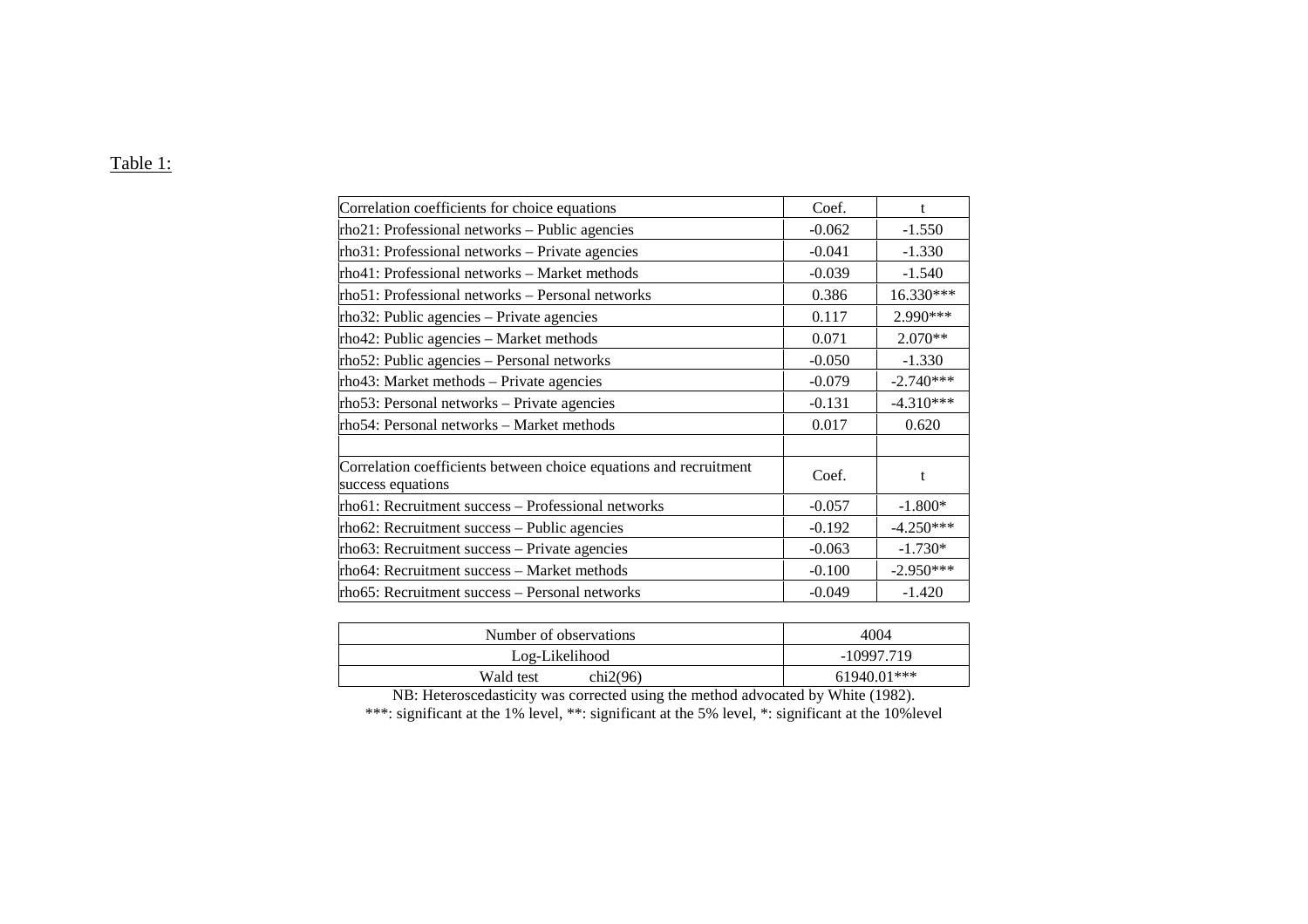Table 1:

| Correlation coefficients for choice equations | Coef. | t |
|---|---|---|
| rho21: Professional networks – Public agencies | -0.062 | -1.550 |
| rho31: Professional networks – Private agencies | -0.041 | -1.330 |
| rho41: Professional networks – Market methods | -0.039 | -1.540 |
| rho51: Professional networks – Personal networks | 0.386 | 16.330*** |
| rho32: Public agencies – Private agencies | 0.117 | 2.990*** |
| rho42: Public agencies – Market methods | 0.071 | 2.070** |
| rho52: Public agencies – Personal networks | -0.050 | -1.330 |
| rho43: Market methods – Private agencies | -0.079 | -2.740*** |
| rho53: Personal networks – Private agencies | -0.131 | -4.310*** |
| rho54: Personal networks – Market methods | 0.017 | 0.620 |
| | | |
| **Correlation coefficients between choice equations and recruitment success equations** | **Coef.** | **t** |
| rho61: Recruitment success – Professional networks | -0.057 | -1.800* |
| rho62: Recruitment success – Public agencies | -0.192 | -4.250*** |
| rho63: Recruitment success – Private agencies | -0.063 | -1.730* |
| rho64: Recruitment success – Market methods | -0.100 | -2.950*** |
| rho65: Recruitment success – Personal networks | -0.049 | -1.420 |

| | |
|---|---|
| Number of observations | 4004 |
| Log-Likelihood | -10997.719 |
| Wald test chi2(96) | 61940.01*** |

NB: Heteroscedasticity was corrected using the method advocated by White (1982).

***: significant at the 1% level, **: significant at the 5% level, *: significant at the 10%level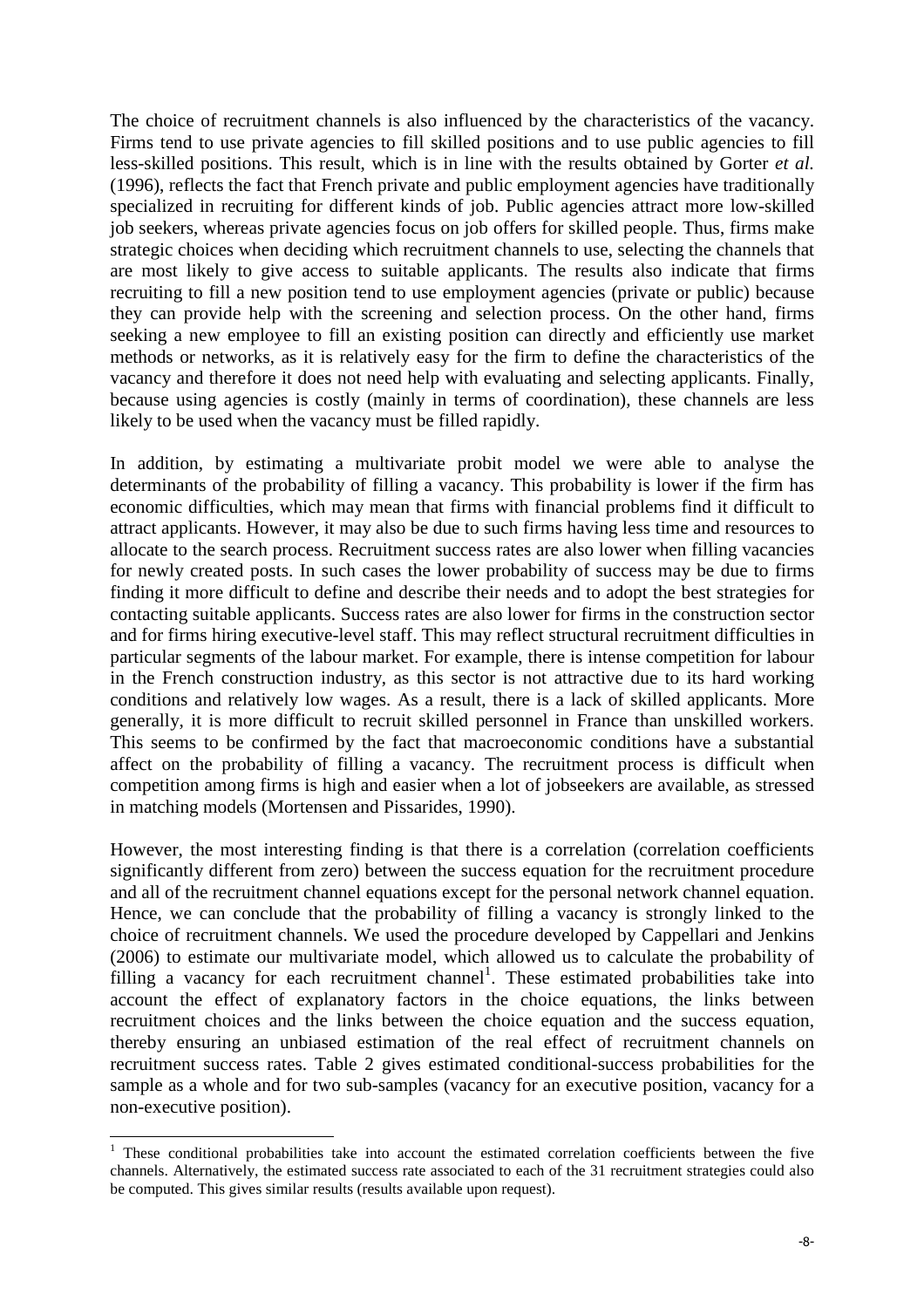The choice of recruitment channels is also influenced by the characteristics of the vacancy. Firms tend to use private agencies to fill skilled positions and to use public agencies to fill less-skilled positions. This result, which is in line with the results obtained by Gorter *et al.* (1996), reflects the fact that French private and public employment agencies have traditionally specialized in recruiting for different kinds of job. Public agencies attract more low-skilled job seekers, whereas private agencies focus on job offers for skilled people. Thus, firms make strategic choices when deciding which recruitment channels to use, selecting the channels that are most likely to give access to suitable applicants. The results also indicate that firms recruiting to fill a new position tend to use employment agencies (private or public) because they can provide help with the screening and selection process. On the other hand, firms seeking a new employee to fill an existing position can directly and efficiently use market methods or networks, as it is relatively easy for the firm to define the characteristics of the vacancy and therefore it does not need help with evaluating and selecting applicants. Finally, because using agencies is costly (mainly in terms of coordination), these channels are less likely to be used when the vacancy must be filled rapidly.

In addition, by estimating a multivariate probit model we were able to analyse the determinants of the probability of filling a vacancy. This probability is lower if the firm has economic difficulties, which may mean that firms with financial problems find it difficult to attract applicants. However, it may also be due to such firms having less time and resources to allocate to the search process. Recruitment success rates are also lower when filling vacancies for newly created posts. In such cases the lower probability of success may be due to firms finding it more difficult to define and describe their needs and to adopt the best strategies for contacting suitable applicants. Success rates are also lower for firms in the construction sector and for firms hiring executive-level staff. This may reflect structural recruitment difficulties in particular segments of the labour market. For example, there is intense competition for labour in the French construction industry, as this sector is not attractive due to its hard working conditions and relatively low wages. As a result, there is a lack of skilled applicants. More generally, it is more difficult to recruit skilled personnel in France than unskilled workers. This seems to be confirmed by the fact that macroeconomic conditions have a substantial affect on the probability of filling a vacancy. The recruitment process is difficult when competition among firms is high and easier when a lot of jobseekers are available, as stressed in matching models (Mortensen and Pissarides, 1990).

However, the most interesting finding is that there is a correlation (correlation coefficients significantly different from zero) between the success equation for the recruitment procedure and all of the recruitment channel equations except for the personal network channel equation. Hence, we can conclude that the probability of filling a vacancy is strongly linked to the choice of recruitment channels. We used the procedure developed by Cappellari and Jenkins (2006) to estimate our multivariate model, which allowed us to calculate the probability of filling a vacancy for each recruitment channel[1]. These estimated probabilities take into account the effect of explanatory factors in the choice equations, the links between recruitment choices and the links between the choice equation and the success equation, thereby ensuring an unbiased estimation of the real effect of recruitment channels on recruitment success rates. Table 2 gives estimated conditional-success probabilities for the sample as a whole and for two sub-samples (vacancy for an executive position, vacancy for a non-executive position).

[1] These conditional probabilities take into account the estimated correlation coefficients between the five channels. Alternatively, the estimated success rate associated to each of the 31 recruitment strategies could also be computed. This gives similar results (results available upon request).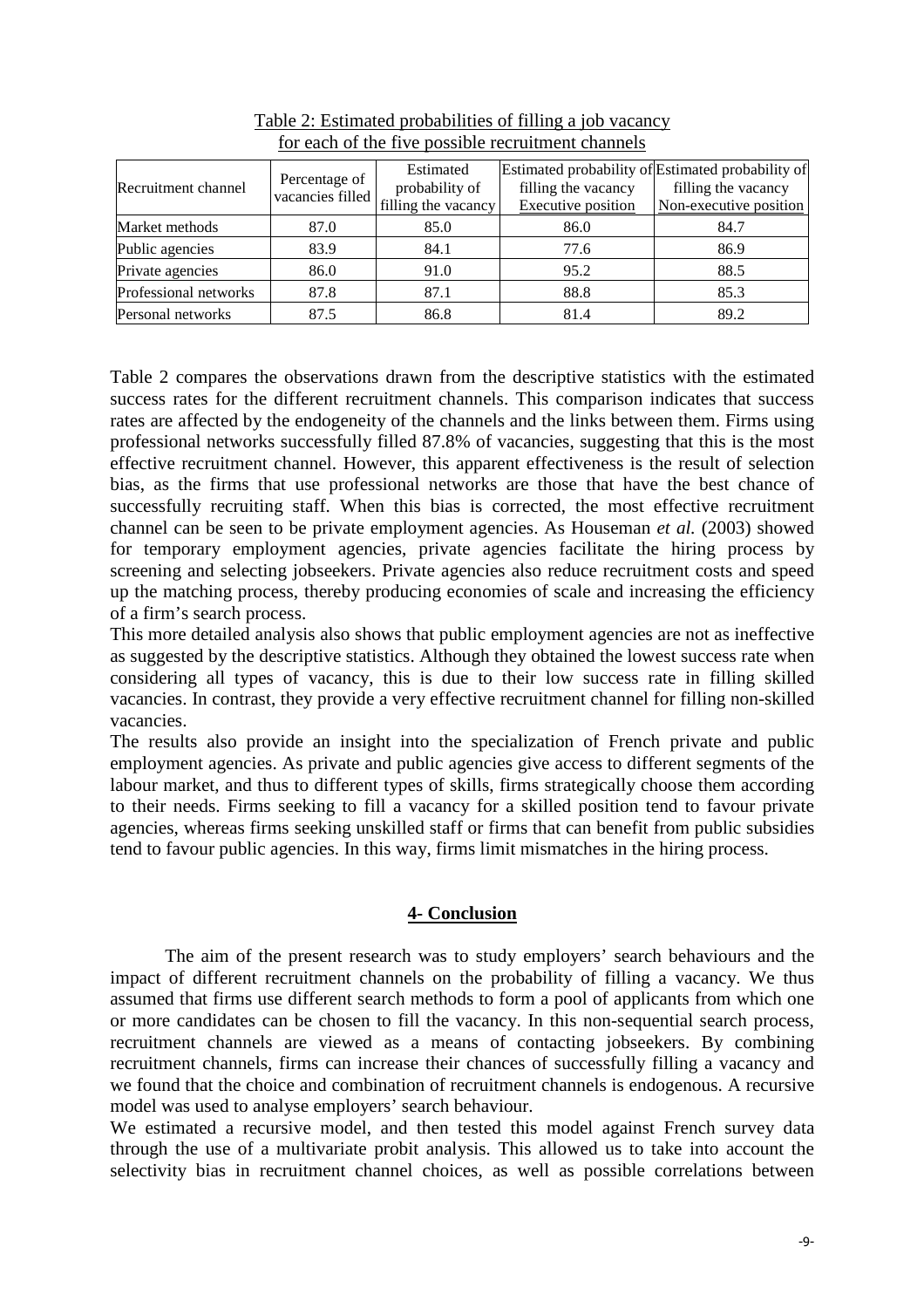Table 2: Estimated probabilities of filling a job vacancy for each of the five possible recruitment channels

| Recruitment channel | Percentage of vacancies filled | Estimated probability of filling the vacancy | Estimated probability of filling the vacancy Executive position | Estimated probability of filling the vacancy Non-executive position |
|---|---|---|---|---|
| Market methods | 87.0 | 85.0 | 86.0 | 84.7 |
| Public agencies | 83.9 | 84.1 | 77.6 | 86.9 |
| Private agencies | 86.0 | 91.0 | 95.2 | 88.5 |
| Professional networks | 87.8 | 87.1 | 88.8 | 85.3 |
| Personal networks | 87.5 | 86.8 | 81.4 | 89.2 |

Table 2 compares the observations drawn from the descriptive statistics with the estimated success rates for the different recruitment channels. This comparison indicates that success rates are affected by the endogeneity of the channels and the links between them. Firms using professional networks successfully filled 87.8% of vacancies, suggesting that this is the most effective recruitment channel. However, this apparent effectiveness is the result of selection bias, as the firms that use professional networks are those that have the best chance of successfully recruiting staff. When this bias is corrected, the most effective recruitment channel can be seen to be private employment agencies. As Houseman *et al.* (2003) showed for temporary employment agencies, private agencies facilitate the hiring process by screening and selecting jobseekers. Private agencies also reduce recruitment costs and speed up the matching process, thereby producing economies of scale and increasing the efficiency of a firm's search process.

This more detailed analysis also shows that public employment agencies are not as ineffective as suggested by the descriptive statistics. Although they obtained the lowest success rate when considering all types of vacancy, this is due to their low success rate in filling skilled vacancies. In contrast, they provide a very effective recruitment channel for filling non-skilled vacancies.

The results also provide an insight into the specialization of French private and public employment agencies. As private and public agencies give access to different segments of the labour market, and thus to different types of skills, firms strategically choose them according to their needs. Firms seeking to fill a vacancy for a skilled position tend to favour private agencies, whereas firms seeking unskilled staff or firms that can benefit from public subsidies tend to favour public agencies. In this way, firms limit mismatches in the hiring process.

## 4- Conclusion

The aim of the present research was to study employers' search behaviours and the impact of different recruitment channels on the probability of filling a vacancy. We thus assumed that firms use different search methods to form a pool of applicants from which one or more candidates can be chosen to fill the vacancy. In this non-sequential search process, recruitment channels are viewed as a means of contacting jobseekers. By combining recruitment channels, firms can increase their chances of successfully filling a vacancy and we found that the choice and combination of recruitment channels is endogenous. A recursive model was used to analyse employers' search behaviour.

We estimated a recursive model, and then tested this model against French survey data through the use of a multivariate probit analysis. This allowed us to take into account the selectivity bias in recruitment channel choices, as well as possible correlations between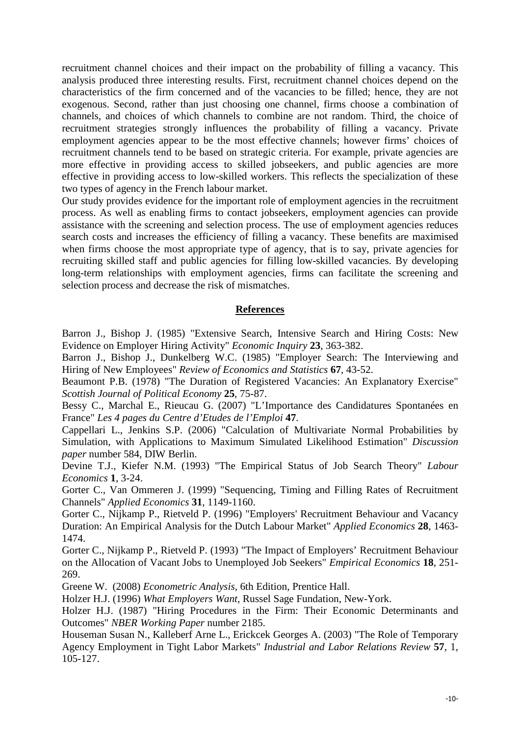recruitment channel choices and their impact on the probability of filling a vacancy. This analysis produced three interesting results. First, recruitment channel choices depend on the characteristics of the firm concerned and of the vacancies to be filled; hence, they are not exogenous. Second, rather than just choosing one channel, firms choose a combination of channels, and choices of which channels to combine are not random. Third, the choice of recruitment strategies strongly influences the probability of filling a vacancy. Private employment agencies appear to be the most effective channels; however firms' choices of recruitment channels tend to be based on strategic criteria. For example, private agencies are more effective in providing access to skilled jobseekers, and public agencies are more effective in providing access to low-skilled workers. This reflects the specialization of these two types of agency in the French labour market.

Our study provides evidence for the important role of employment agencies in the recruitment process. As well as enabling firms to contact jobseekers, employment agencies can provide assistance with the screening and selection process. The use of employment agencies reduces search costs and increases the efficiency of filling a vacancy. These benefits are maximised when firms choose the most appropriate type of agency, that is to say, private agencies for recruiting skilled staff and public agencies for filling low-skilled vacancies. By developing long-term relationships with employment agencies, firms can facilitate the screening and selection process and decrease the risk of mismatches.

## References

Barron J., Bishop J. (1985) "Extensive Search, Intensive Search and Hiring Costs: New Evidence on Employer Hiring Activity" *Economic Inquiry* **23**, 363-382.

Barron J., Bishop J., Dunkelberg W.C. (1985) "Employer Search: The Interviewing and Hiring of New Employees" *Review of Economics and Statistics* **67**, 43-52.

Beaumont P.B. (1978) "The Duration of Registered Vacancies: An Explanatory Exercise" *Scottish Journal of Political Economy* **25**, 75-87.

Bessy C., Marchal E., Rieucau G. (2007) "L'Importance des Candidatures Spontanées en France" *Les 4 pages du Centre d'Etudes de l'Emploi* **47**.

Cappellari L., Jenkins S.P. (2006) "Calculation of Multivariate Normal Probabilities by Simulation, with Applications to Maximum Simulated Likelihood Estimation" *Discussion paper* number 584, DIW Berlin.

Devine T.J., Kiefer N.M. (1993) "The Empirical Status of Job Search Theory" *Labour Economics* **1**, 3-24.

Gorter C., Van Ommeren J. (1999) "Sequencing, Timing and Filling Rates of Recruitment Channels" *Applied Economics* **31**, 1149-1160.

Gorter C., Nijkamp P., Rietveld P. (1996) "Employers' Recruitment Behaviour and Vacancy Duration: An Empirical Analysis for the Dutch Labour Market" *Applied Economics* **28**, 1463-1474.

Gorter C., Nijkamp P., Rietveld P. (1993) "The Impact of Employers' Recruitment Behaviour on the Allocation of Vacant Jobs to Unemployed Job Seekers" *Empirical Economics* **18**, 251-269.

Greene W. (2008) *Econometric Analysis*, 6th Edition, Prentice Hall.

Holzer H.J. (1996) *What Employers Want*, Russel Sage Fundation, New-York.

Holzer H.J. (1987) "Hiring Procedures in the Firm: Their Economic Determinants and Outcomes" *NBER Working Paper* number 2185.

Houseman Susan N., Kalleberf Arne L., Erickcek Georges A. (2003) "The Role of Temporary Agency Employment in Tight Labor Markets" *Industrial and Labor Relations Review* **57**, 1, 105-127.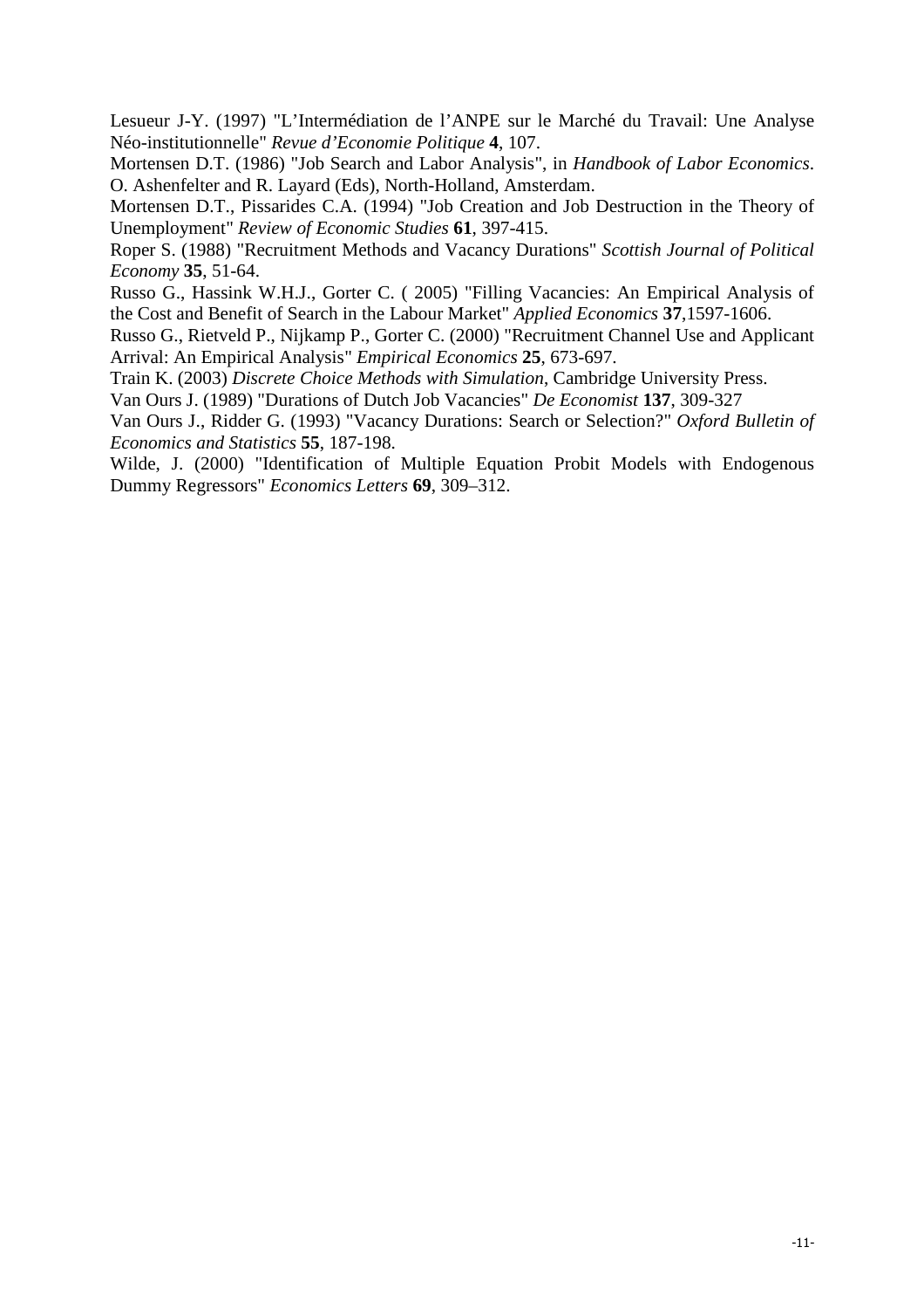Lesueur J-Y. (1997) "L'Intermédiation de l'ANPE sur le Marché du Travail: Une Analyse Néo-institutionnelle" *Revue d'Economie Politique* **4**, 107.

Mortensen D.T. (1986) "Job Search and Labor Analysis", in *Handbook of Labor Economics*. O. Ashenfelter and R. Layard (Eds), North-Holland, Amsterdam.

Mortensen D.T., Pissarides C.A. (1994) "Job Creation and Job Destruction in the Theory of Unemployment" *Review of Economic Studies* **61**, 397-415.

Roper S. (1988) "Recruitment Methods and Vacancy Durations" *Scottish Journal of Political Economy* **35**, 51-64.

Russo G., Hassink W.H.J., Gorter C. ( 2005) "Filling Vacancies: An Empirical Analysis of the Cost and Benefit of Search in the Labour Market" *Applied Economics* **37**,1597-1606.

Russo G., Rietveld P., Nijkamp P., Gorter C. (2000) "Recruitment Channel Use and Applicant Arrival: An Empirical Analysis" *Empirical Economics* **25**, 673-697.

Train K. (2003) *Discrete Choice Methods with Simulation*, Cambridge University Press.

Van Ours J. (1989) "Durations of Dutch Job Vacancies" *De Economist* **137**, 309-327

Van Ours J., Ridder G. (1993) "Vacancy Durations: Search or Selection?" *Oxford Bulletin of Economics and Statistics* **55**, 187-198.

Wilde, J. (2000) "Identification of Multiple Equation Probit Models with Endogenous Dummy Regressors" *Economics Letters* **69**, 309–312.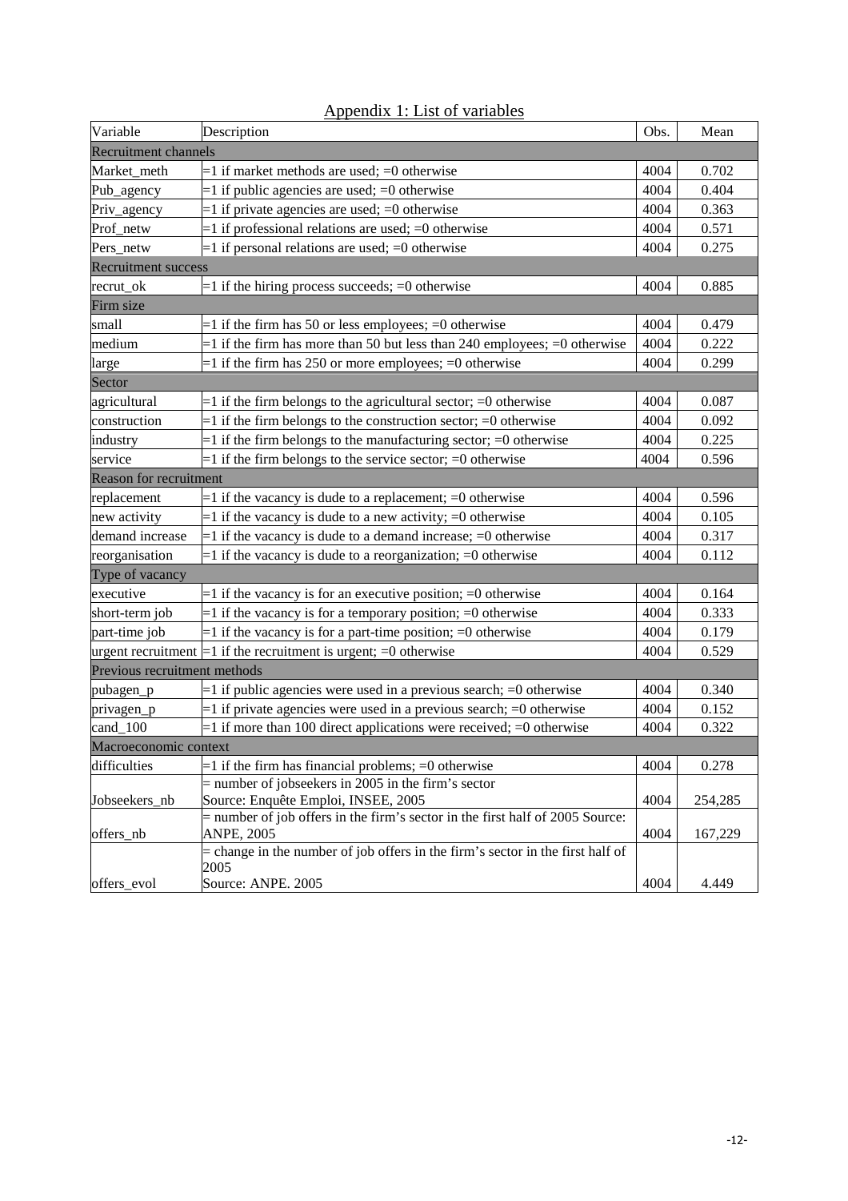## Appendix 1: List of variables

| Variable | Description | Obs. | Mean |
|---|---|---|---|
| **Recruitment channels** | | | |
| Market_meth | =1 if market methods are used; =0 otherwise | 4004 | 0.702 |
| Pub_agency | =1 if public agencies are used; =0 otherwise | 4004 | 0.404 |
| Priv_agency | =1 if private agencies are used; =0 otherwise | 4004 | 0.363 |
| Prof_netw | =1 if professional relations are used; =0 otherwise | 4004 | 0.571 |
| Pers_netw | =1 if personal relations are used; =0 otherwise | 4004 | 0.275 |
| **Recruitment success** | | | |
| recrut_ok | =1 if the hiring process succeeds; =0 otherwise | 4004 | 0.885 |
| **Firm size** | | | |
| small | =1 if the firm has 50 or less employees; =0 otherwise | 4004 | 0.479 |
| medium | =1 if the firm has more than 50 but less than 240 employees; =0 otherwise | 4004 | 0.222 |
| large | =1 if the firm has 250 or more employees; =0 otherwise | 4004 | 0.299 |
| **Sector** | | | |
| agricultural | =1 if the firm belongs to the agricultural sector; =0 otherwise | 4004 | 0.087 |
| construction | =1 if the firm belongs to the construction sector; =0 otherwise | 4004 | 0.092 |
| industry | =1 if the firm belongs to the manufacturing sector; =0 otherwise | 4004 | 0.225 |
| service | =1 if the firm belongs to the service sector; =0 otherwise | 4004 | 0.596 |
| **Reason for recruitment** | | | |
| replacement | =1 if the vacancy is dude to a replacement; =0 otherwise | 4004 | 0.596 |
| new activity | =1 if the vacancy is dude to a new activity; =0 otherwise | 4004 | 0.105 |
| demand increase | =1 if the vacancy is dude to a demand increase; =0 otherwise | 4004 | 0.317 |
| reorganisation | =1 if the vacancy is dude to a reorganization; =0 otherwise | 4004 | 0.112 |
| **Type of vacancy** | | | |
| executive | =1 if the vacancy is for an executive position; =0 otherwise | 4004 | 0.164 |
| short-term job | =1 if the vacancy is for a temporary position; =0 otherwise | 4004 | 0.333 |
| part-time job | =1 if the vacancy is for a part-time position; =0 otherwise | 4004 | 0.179 |
| urgent recruitment | =1 if the recruitment is urgent; =0 otherwise | 4004 | 0.529 |
| **Previous recruitment methods** | | | |
| pubagen_p | =1 if public agencies were used in a previous search; =0 otherwise | 4004 | 0.340 |
| privagen_p | =1 if private agencies were used in a previous search; =0 otherwise | 4004 | 0.152 |
| cand_100 | =1 if more than 100 direct applications were received; =0 otherwise | 4004 | 0.322 |
| **Macroeconomic context** | | | |
| difficulties | =1 if the firm has financial problems; =0 otherwise | 4004 | 0.278 |
| Jobseekers_nb | = number of jobseekers in 2005 in the firm's sector Source: Enquête Emploi, INSEE, 2005 | 4004 | 254,285 |
| offers_nb | = number of job offers in the firm's sector in the first half of 2005 Source: ANPE, 2005 | 4004 | 167,229 |
| offers_evol | = change in the number of job offers in the firm's sector in the first half of 2005 Source: ANPE. 2005 | 4004 | 4.449 |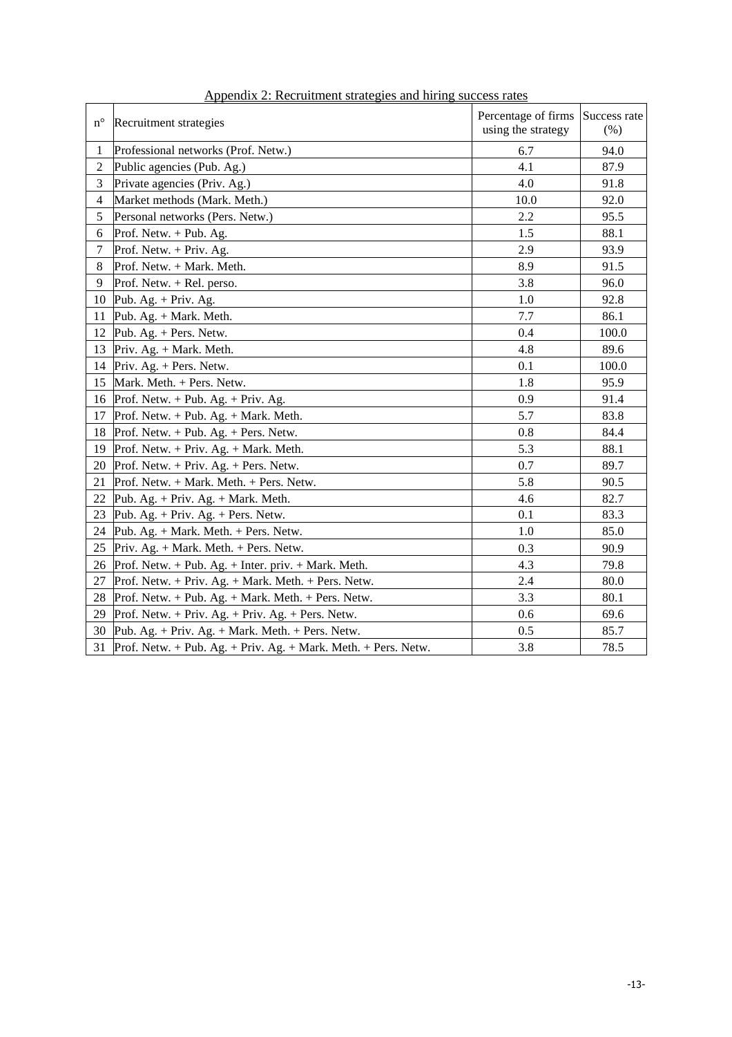Appendix 2: Recruitment strategies and hiring success rates

| n° | Recruitment strategies | Percentage of firms using the strategy | Success rate (%) |
|---|---|---|---|
| 1 | Professional networks (Prof. Netw.) | 6.7 | 94.0 |
| 2 | Public agencies (Pub. Ag.) | 4.1 | 87.9 |
| 3 | Private agencies (Priv. Ag.) | 4.0 | 91.8 |
| 4 | Market methods (Mark. Meth.) | 10.0 | 92.0 |
| 5 | Personal networks (Pers. Netw.) | 2.2 | 95.5 |
| 6 | Prof. Netw. + Pub. Ag. | 1.5 | 88.1 |
| 7 | Prof. Netw. + Priv. Ag. | 2.9 | 93.9 |
| 8 | Prof. Netw. + Mark. Meth. | 8.9 | 91.5 |
| 9 | Prof. Netw. + Rel. perso. | 3.8 | 96.0 |
| 10 | Pub. Ag. + Priv. Ag. | 1.0 | 92.8 |
| 11 | Pub. Ag. + Mark. Meth. | 7.7 | 86.1 |
| 12 | Pub. Ag. + Pers. Netw. | 0.4 | 100.0 |
| 13 | Priv. Ag. + Mark. Meth. | 4.8 | 89.6 |
| 14 | Priv. Ag. + Pers. Netw. | 0.1 | 100.0 |
| 15 | Mark. Meth. + Pers. Netw. | 1.8 | 95.9 |
| 16 | Prof. Netw. + Pub. Ag. + Priv. Ag. | 0.9 | 91.4 |
| 17 | Prof. Netw. + Pub. Ag. + Mark. Meth. | 5.7 | 83.8 |
| 18 | Prof. Netw. + Pub. Ag. + Pers. Netw. | 0.8 | 84.4 |
| 19 | Prof. Netw. + Priv. Ag. + Mark. Meth. | 5.3 | 88.1 |
| 20 | Prof. Netw. + Priv. Ag. + Pers. Netw. | 0.7 | 89.7 |
| 21 | Prof. Netw. + Mark. Meth. + Pers. Netw. | 5.8 | 90.5 |
| 22 | Pub. Ag. + Priv. Ag. + Mark. Meth. | 4.6 | 82.7 |
| 23 | Pub. Ag. + Priv. Ag. + Pers. Netw. | 0.1 | 83.3 |
| 24 | Pub. Ag. + Mark. Meth. + Pers. Netw. | 1.0 | 85.0 |
| 25 | Priv. Ag. + Mark. Meth. + Pers. Netw. | 0.3 | 90.9 |
| 26 | Prof. Netw. + Pub. Ag. + Inter. priv. + Mark. Meth. | 4.3 | 79.8 |
| 27 | Prof. Netw. + Priv. Ag. + Mark. Meth. + Pers. Netw. | 2.4 | 80.0 |
| 28 | Prof. Netw. + Pub. Ag. + Mark. Meth. + Pers. Netw. | 3.3 | 80.1 |
| 29 | Prof. Netw. + Priv. Ag. + Priv. Ag. + Pers. Netw. | 0.6 | 69.6 |
| 30 | Pub. Ag. + Priv. Ag. + Mark. Meth. + Pers. Netw. | 0.5 | 85.7 |
| 31 | Prof. Netw. + Pub. Ag. + Priv. Ag. + Mark. Meth. + Pers. Netw. | 3.8 | 78.5 |